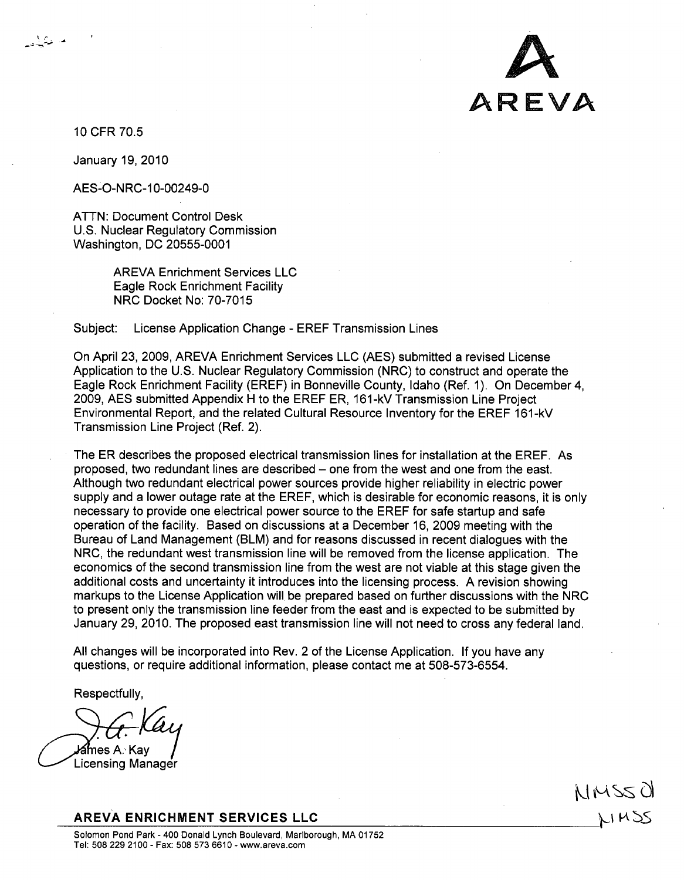AREVA

10 CFR 70.5

January 19, 2010

AES-O-NRC-10-00249-0

ATTN: Document Control Desk
U.S. Nuclear Regulatory Commission
Washington, DC 20555-0001

AREVA Enrichment Services LLC
Eagle Rock Enrichment Facility
NRC Docket No: 70-7015

Subject: License Application Change - EREF Transmission Lines

On April 23, 2009, AREVA Enrichment Services LLC (AES) submitted a revised License Application to the U.S. Nuclear Regulatory Commission (NRC) to construct and operate the Eagle Rock Enrichment Facility (EREF) in Bonneville County, Idaho (Ref. 1). On December 4, 2009, AES submitted Appendix H to the EREF ER, 161-kV Transmission Line Project Environmental Report, and the related Cultural Resource Inventory for the EREF 161-kV Transmission Line Project (Ref. 2).

The ER describes the proposed electrical transmission lines for installation at the EREF. As proposed, two redundant lines are described – one from the west and one from the east. Although two redundant electrical power sources provide higher reliability in electric power supply and a lower outage rate at the EREF, which is desirable for economic reasons, it is only necessary to provide one electrical power source to the EREF for safe startup and safe operation of the facility. Based on discussions at a December 16, 2009 meeting with the Bureau of Land Management (BLM) and for reasons discussed in recent dialogues with the NRC, the redundant west transmission line will be removed from the license application. The economics of the second transmission line from the west are not viable at this stage given the additional costs and uncertainty it introduces into the licensing process. A revision showing markups to the License Application will be prepared based on further discussions with the NRC to present only the transmission line feeder from the east and is expected to be submitted by January 29, 2010. The proposed east transmission line will not need to cross any federal land.

All changes will be incorporated into Rev. 2 of the License Application. If you have any questions, or require additional information, please contact me at 508-573-6554.

Respectfully,

James A. Kay
Licensing Manager

NMSS01
NMSS

**AREVA ENRICHMENT SERVICES LLC**

Solomon Pond Park - 400 Donald Lynch Boulevard, Marlborough, MA 01752
Tel: 508 229 2100 - Fax: 508 573 6610 - www.areva.com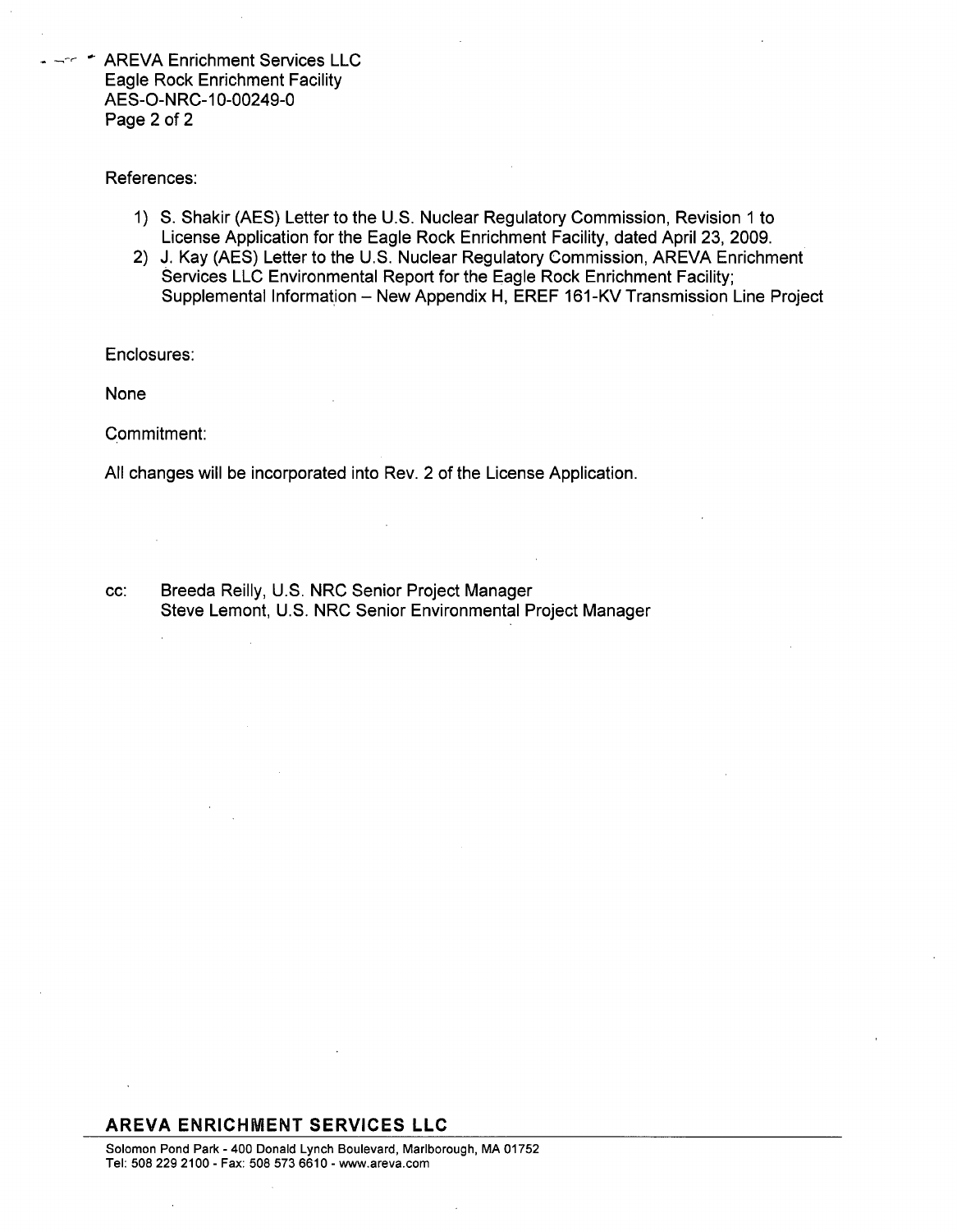References:

1) S. Shakir (AES) Letter to the U.S. Nuclear Regulatory Commission, Revision 1 to License Application for the Eagle Rock Enrichment Facility, dated April 23, 2009.
2) J. Kay (AES) Letter to the U.S. Nuclear Regulatory Commission, AREVA Enrichment Services LLC Environmental Report for the Eagle Rock Enrichment Facility; Supplemental Information – New Appendix H, EREF 161-KV Transmission Line Project

Enclosures:

None

Commitment:

All changes will be incorporated into Rev. 2 of the License Application.

cc: Breeda Reilly, U.S. NRC Senior Project Manager
Steve Lemont, U.S. NRC Senior Environmental Project Manager